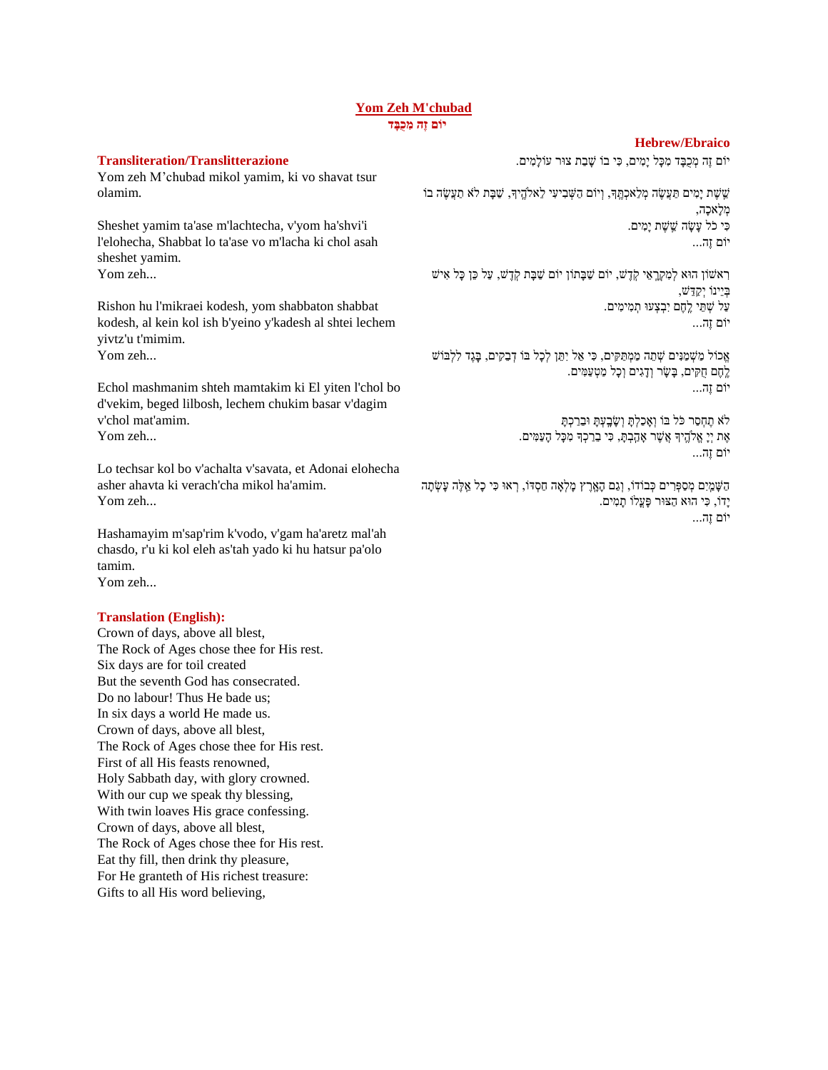# Yom Zeh M'chubad

**יוֹם זֶה מְכֻבָּד**

### Hebrew/Ebraico

יוֹם זֶה מְכֻבָּד מִכָּל יָמִים, כִּי בוֹ שָׁבַת צוּר עוֹלָמִים.

שֵׁשֶׁת יָמִים תַּעֲשֶׂה מְלַאכְתֶּךָ, וְיוֹם הַשְּׁבִיעִי לֵאלֹהֶיךָ, שַׁבָּת לֹא תַעֲשֶׂה בוֹ מְלָאכָה,
כִּי כֹל עָשָׂה שֵׁשֶׁת יָמִים.
יוֹם זֶה...

רִאשׁוֹן הוּא לְמִקְרָאֵי קֹדֶשׁ, יוֹם שַׁבָּתוֹן יוֹם שַׁבַּת קֹדֶשׁ, עַל כֵּן כָּל אִישׁ בְּיֵינוֹ יְקַדֵּשׁ,
עַל שְׁתֵּי לֶחֶם יִבְצְעוּ תְמִימִים.
יוֹם זֶה...

אֱכוֹל מַשְׁמַנִּים שְׁתֵה מַמְתַּקִּים, כִּי אֵל יִתֵּן לְכָל בּוֹ דְבֵקִים, בֶּגֶד לִלְבּוֹשׁ לֶחֶם חֻקִּים, בָּשָׂר וְדָגִים וְכָל מַטְעַמִּים.
יוֹם זֶה...

לֹא תֶחְסַר כֹּל בּוֹ וְאָכַלְתָּ וְשָׂבָעְתָּ וּבֵרַכְתָּ
אֶת יְיָ אֱלֹהֶיךָ אֲשֶׁר אָהַבְתָּ, כִּי בֵרַכְךָ מִכָּל הָעַמִּים.
יוֹם זֶה...

הַשָּׁמַיִם מְסַפְּרִים כְּבוֹדוֹ, וְגַם הָאָרֶץ מָלְאָה חַסְדּוֹ, רְאוּ כִּי כָל אֵלֶּה עָשְׂתָה יָדוֹ, כִּי הוּא הַצּוּר פָּעֳלוֹ תָמִים.
יוֹם זֶה...

### Transliteration/Translitterazione

Yom zeh M'chubad mikol yamim, ki vo shavat tsur olamim.

Sheshet yamim ta'ase m'lachtecha, v'yom ha'shvi'i l'elohecha, Shabbat lo ta'ase vo m'lacha ki chol asah sheshet yamim.
Yom zeh...

Rishon hu l'mikraei kodesh, yom shabbaton shabbat kodesh, al kein kol ish b'yeino y'kadesh al shtei lechem yivtz'u t'mimim.
Yom zeh...

Echol mashmanim shteh mamtakim ki El yiten l'chol bo d'vekim, beged lilbosh, lechem chukim basar v'dagim v'chol mat'amim.
Yom zeh...

Lo techsar kol bo v'achalta v'savata, et Adonai elohecha asher ahavta ki verach'cha mikol ha'amim.
Yom zeh...

Hashamayim m'sap'rim k'vodo, v'gam ha'aretz mal'ah chasdo, r'u ki kol eleh as'tah yado ki hu hatsur pa'olo tamim.
Yom zeh...

### Translation (English):

Crown of days, above all blest,
The Rock of Ages chose thee for His rest.
Six days are for toil created
But the seventh God has consecrated.
Do no labour! Thus He bade us;
In six days a world He made us.
Crown of days, above all blest,
The Rock of Ages chose thee for His rest.
First of all His feasts renowned,
Holy Sabbath day, with glory crowned.
With our cup we speak thy blessing,
With twin loaves His grace confessing.
Crown of days, above all blest,
The Rock of Ages chose thee for His rest.
Eat thy fill, then drink thy pleasure,
For He granteth of His richest treasure:
Gifts to all His word believing,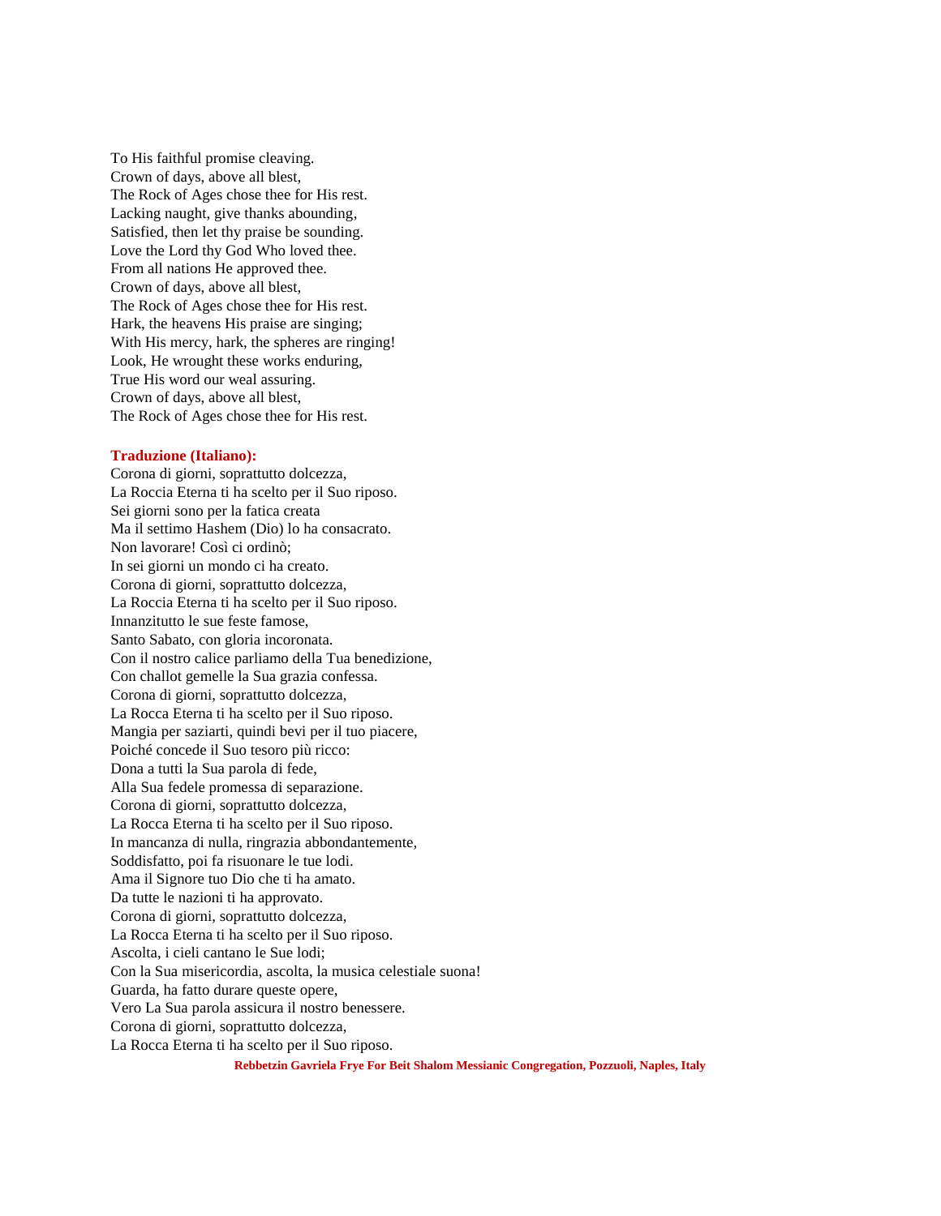To His faithful promise cleaving.
Crown of days, above all blest,
The Rock of Ages chose thee for His rest.
Lacking naught, give thanks abounding,
Satisfied, then let thy praise be sounding.
Love the Lord thy God Who loved thee.
From all nations He approved thee.
Crown of days, above all blest,
The Rock of Ages chose thee for His rest.
Hark, the heavens His praise are singing;
With His mercy, hark, the spheres are ringing!
Look, He wrought these works enduring,
True His word our weal assuring.
Crown of days, above all blest,
The Rock of Ages chose thee for His rest.

**Traduzione (Italiano):**

Corona di giorni, soprattutto dolcezza,
La Roccia Eterna ti ha scelto per il Suo riposo.
Sei giorni sono per la fatica creata
Ma il settimo Hashem (Dio) lo ha consacrato.
Non lavorare! Così ci ordinò;
In sei giorni un mondo ci ha creato.
Corona di giorni, soprattutto dolcezza,
La Roccia Eterna ti ha scelto per il Suo riposo.
Innanzitutto le sue feste famose,
Santo Sabato, con gloria incoronata.
Con il nostro calice parliamo della Tua benedizione,
Con challot gemelle la Sua grazia confessa.
Corona di giorni, soprattutto dolcezza,
La Rocca Eterna ti ha scelto per il Suo riposo.
Mangia per saziarti, quindi bevi per il tuo piacere,
Poiché concede il Suo tesoro più ricco:
Dona a tutti la Sua parola di fede,
Alla Sua fedele promessa di separazione.
Corona di giorni, soprattutto dolcezza,
La Rocca Eterna ti ha scelto per il Suo riposo.
In mancanza di nulla, ringrazia abbondantemente,
Soddisfatto, poi fa risuonare le tue lodi.
Ama il Signore tuo Dio che ti ha amato.
Da tutte le nazioni ti ha approvato.
Corona di giorni, soprattutto dolcezza,
La Rocca Eterna ti ha scelto per il Suo riposo.
Ascolta, i cieli cantano le Sue lodi;
Con la Sua misericordia, ascolta, la musica celestiale suona!
Guarda, ha fatto durare queste opere,
Vero La Sua parola assicura il nostro benessere.
Corona di giorni, soprattutto dolcezza,
La Rocca Eterna ti ha scelto per il Suo riposo.

**Rebbetzin Gavriela Frye For Beit Shalom Messianic Congregation, Pozzuoli, Naples, Italy**